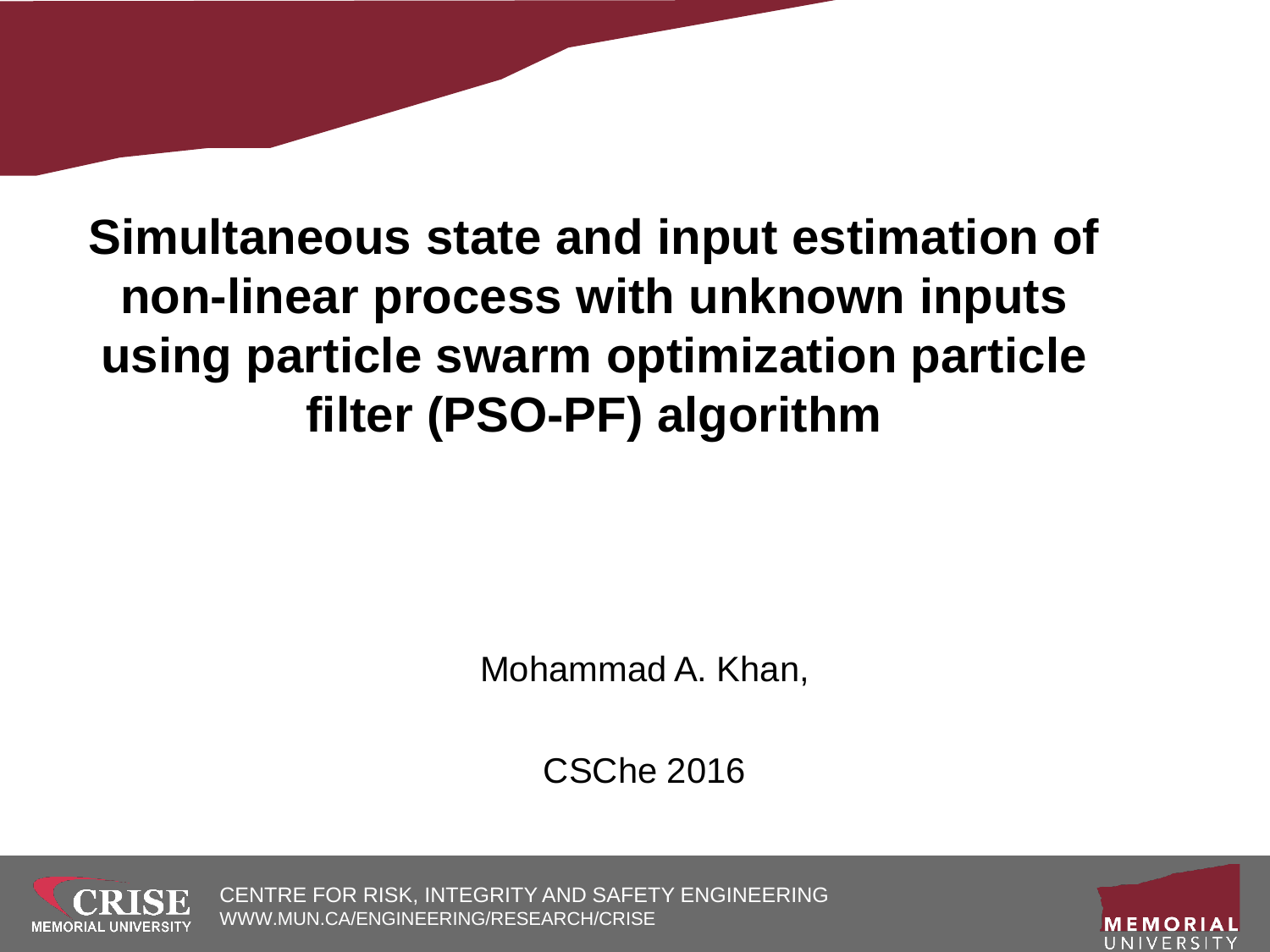# Simultaneous state and input estimation of non-linear process with unknown inputs using particle swarm optimization particle filter (PSO-PF) algorithm

Mohammad A. Khan,

CSChe 2016

CENTRE FOR RISK, INTEGRITY AND SAFETY ENGINEERING
WWW.MUN.CA/ENGINEERING/RESEARCH/CRISE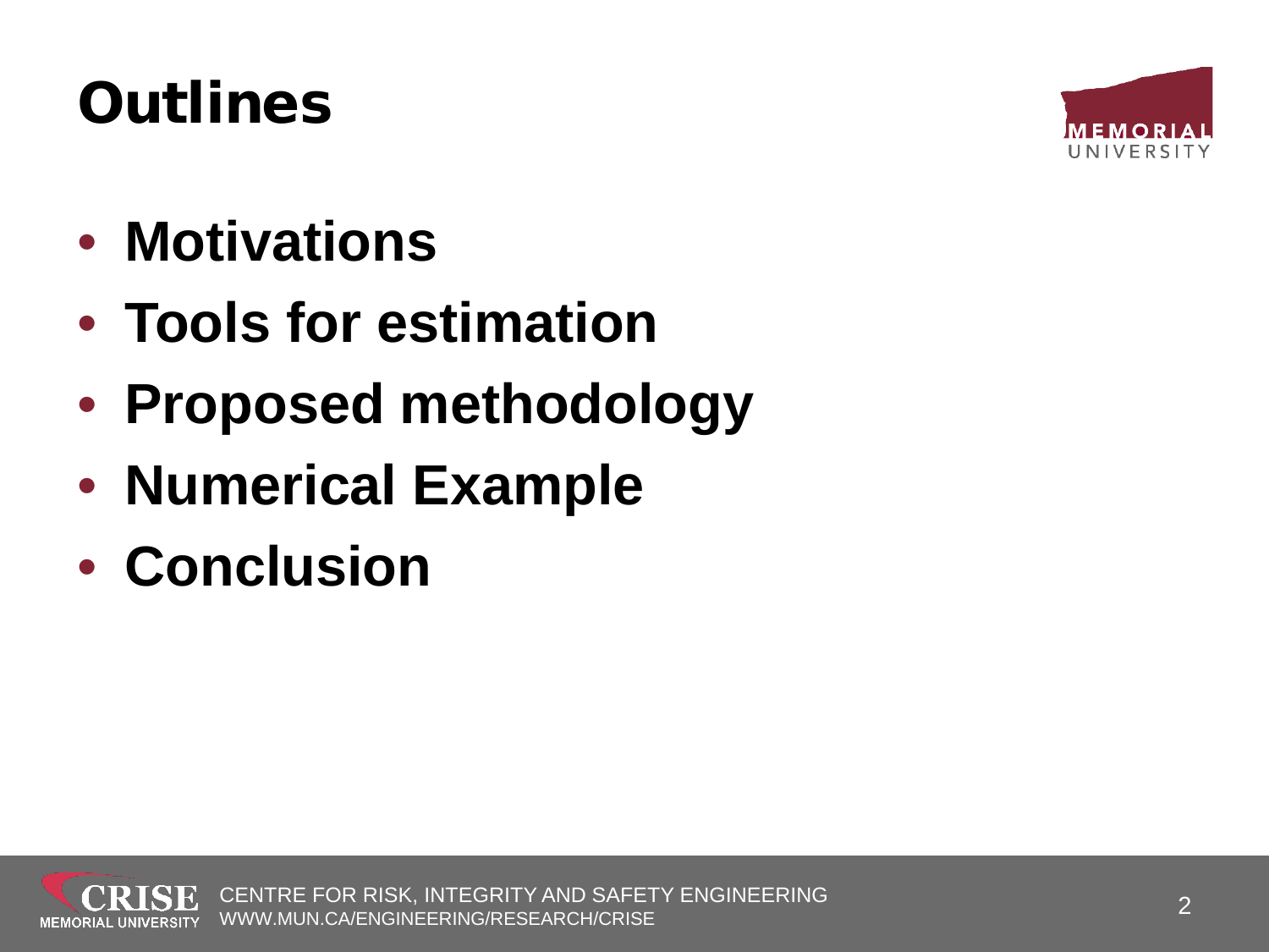# Outlines

- **Motivations**
- **Tools for estimation**
- **Proposed methodology**
- **Numerical Example**
- **Conclusion**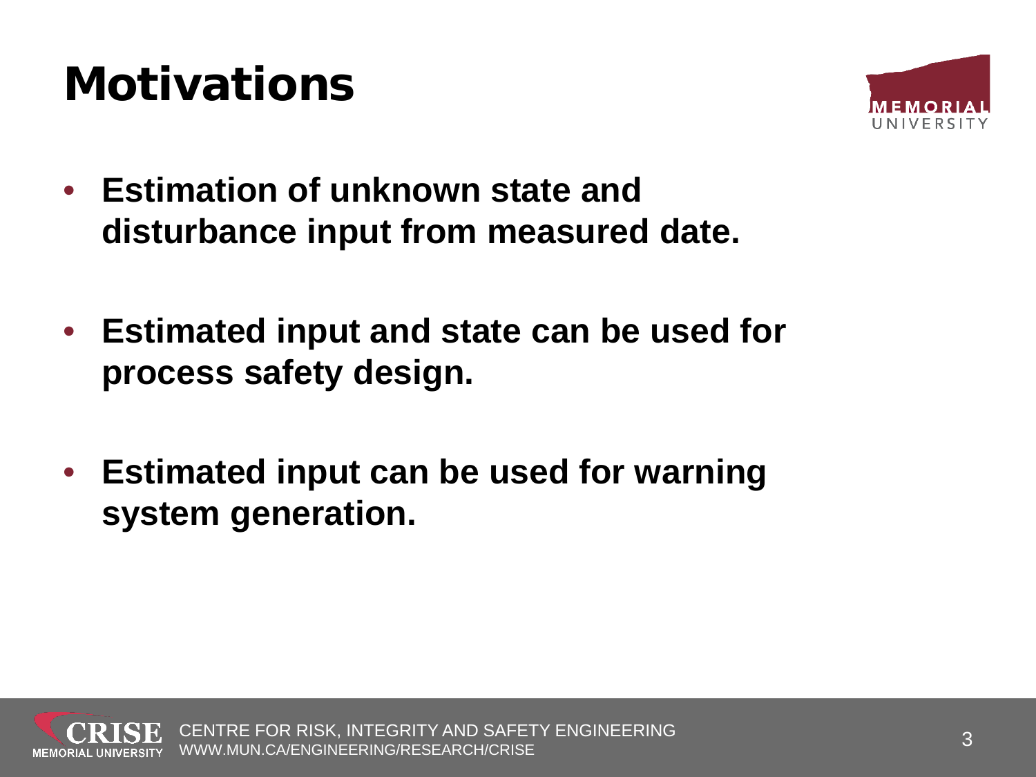# Motivations

- **Estimation of unknown state and disturbance input from measured date.**

- **Estimated input and state can be used for process safety design.**

- **Estimated input can be used for warning system generation.**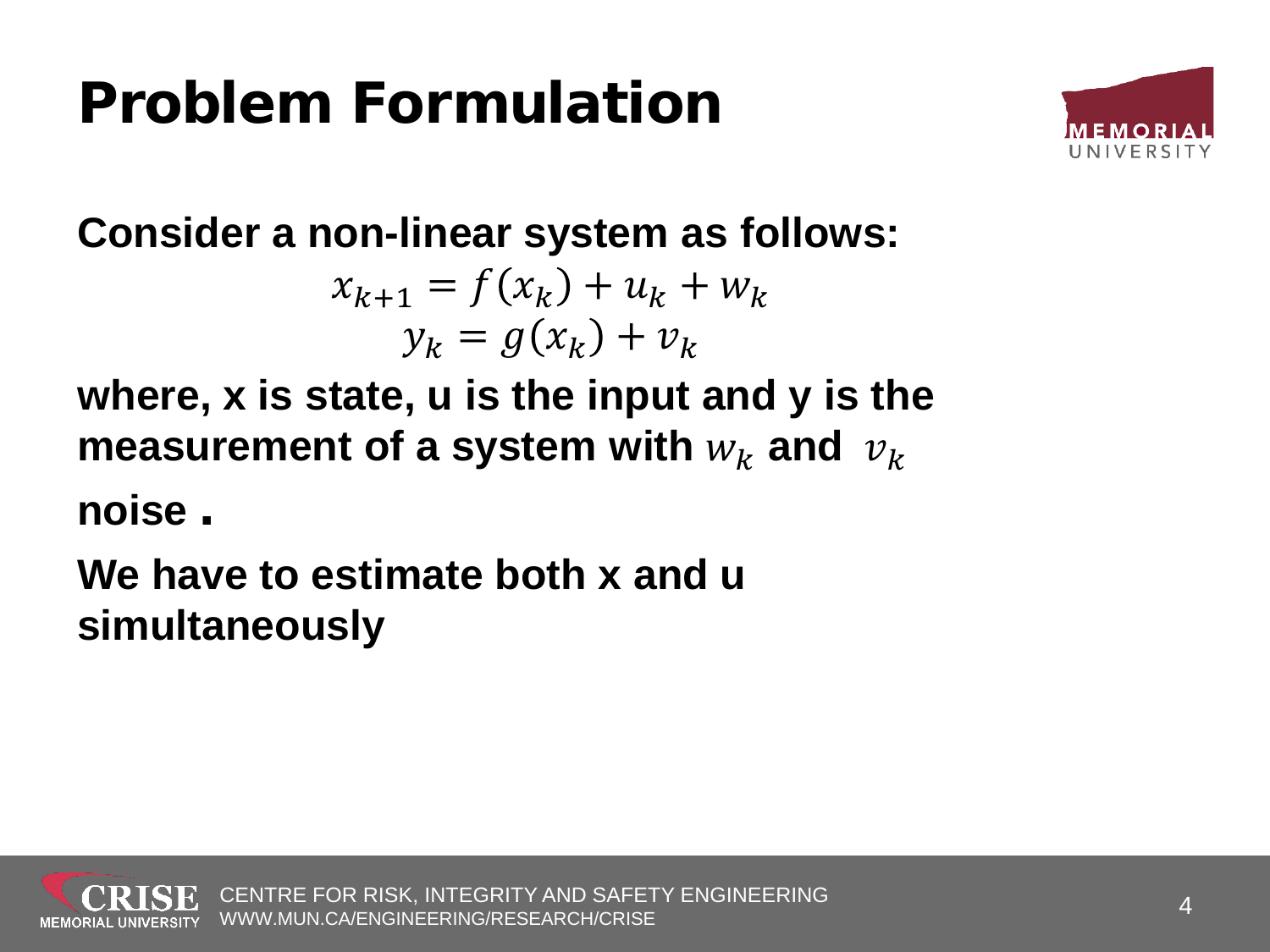# Problem Formulation

**Consider a non-linear system as follows:**

$$x_{k+1} = f(x_k) + u_k + w_k$$
$$y_k = g(x_k) + v_k$$

**where, x is state, u is the input and y is the measurement of a system with $w_k$ and $v_k$ noise .**

**We have to estimate both x and u simultaneously**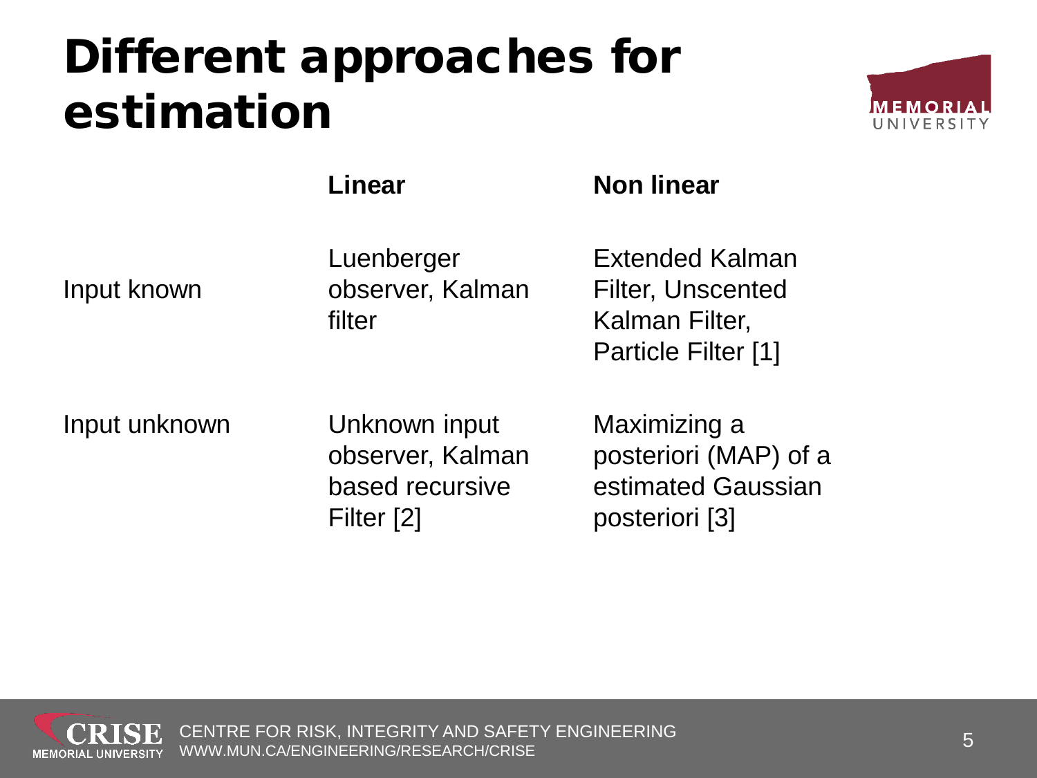# Different approaches for estimation

| | Linear | Non linear |
| --- | --- | --- |
| Input known | Luenberger observer, Kalman filter | Extended Kalman Filter, Unscented Kalman Filter, Particle Filter [1] |
| Input unknown | Unknown input observer, Kalman based recursive Filter [2] | Maximizing a posteriori (MAP) of a estimated Gaussian posteriori [3] |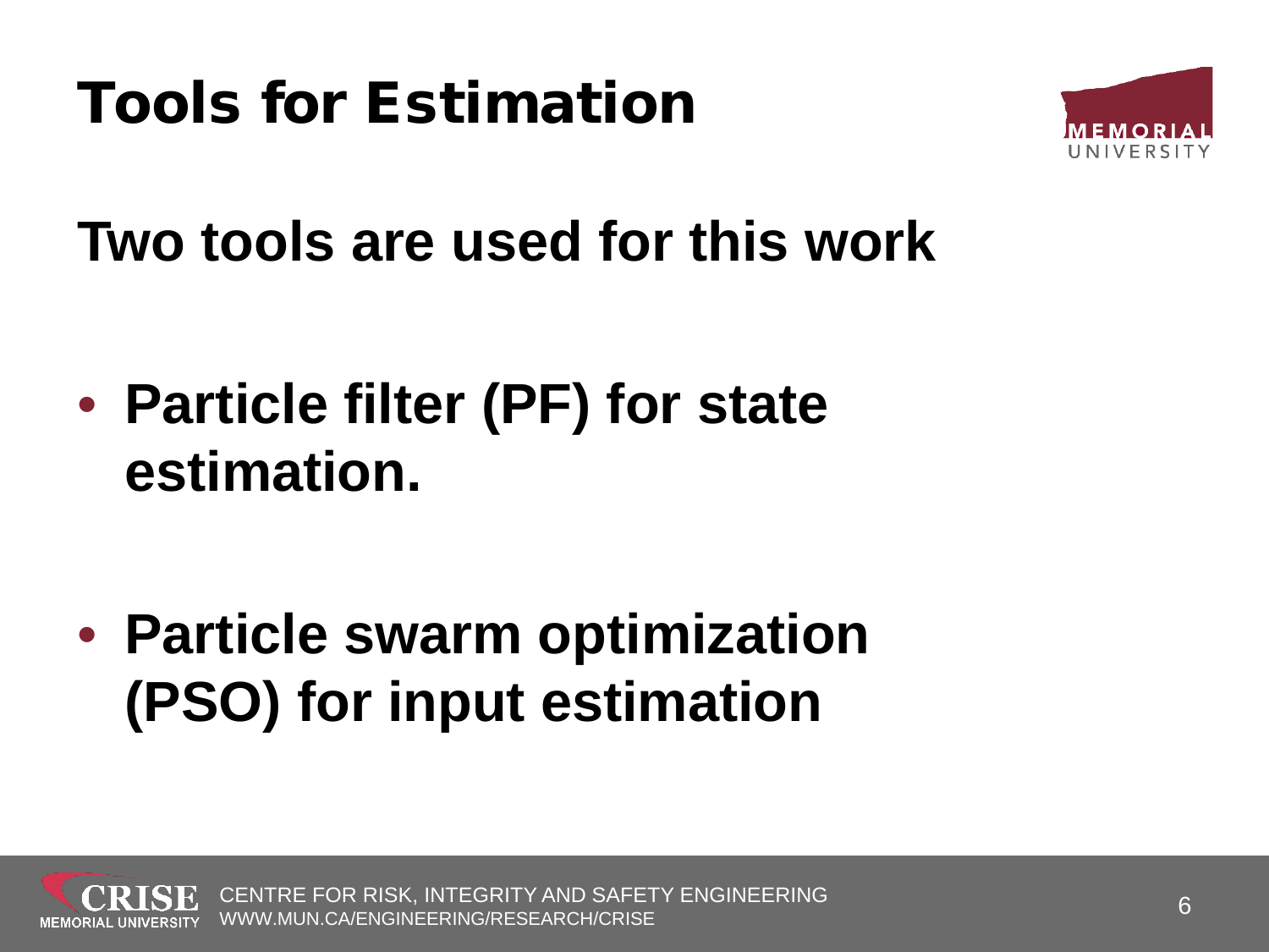# Tools for Estimation

**Two tools are used for this work**

- **Particle filter (PF) for state estimation.**

- **Particle swarm optimization (PSO) for input estimation**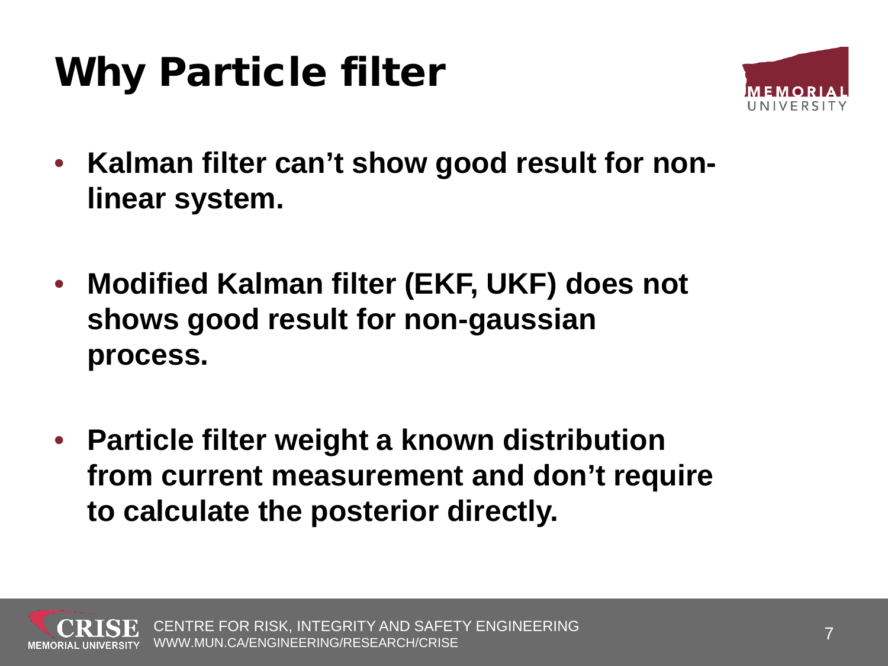# Why Particle filter

- **Kalman filter can't show good result for non-linear system.**
- **Modified Kalman filter (EKF, UKF) does not shows good result for non-gaussian process.**
- **Particle filter weight a known distribution from current measurement and don't require to calculate the posterior directly.**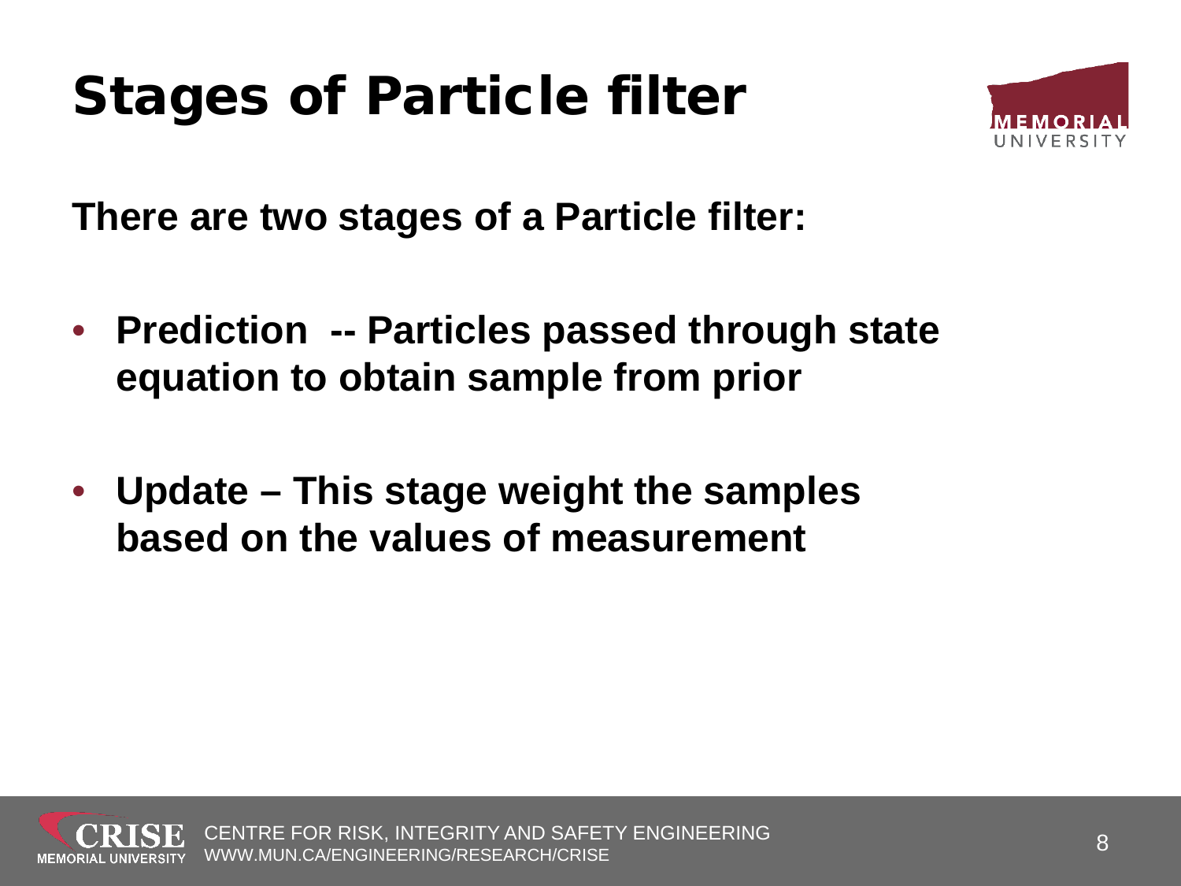# Stages of Particle filter

**There are two stages of a Particle filter:**

- **Prediction -- Particles passed through state equation to obtain sample from prior**
- **Update – This stage weight the samples based on the values of measurement**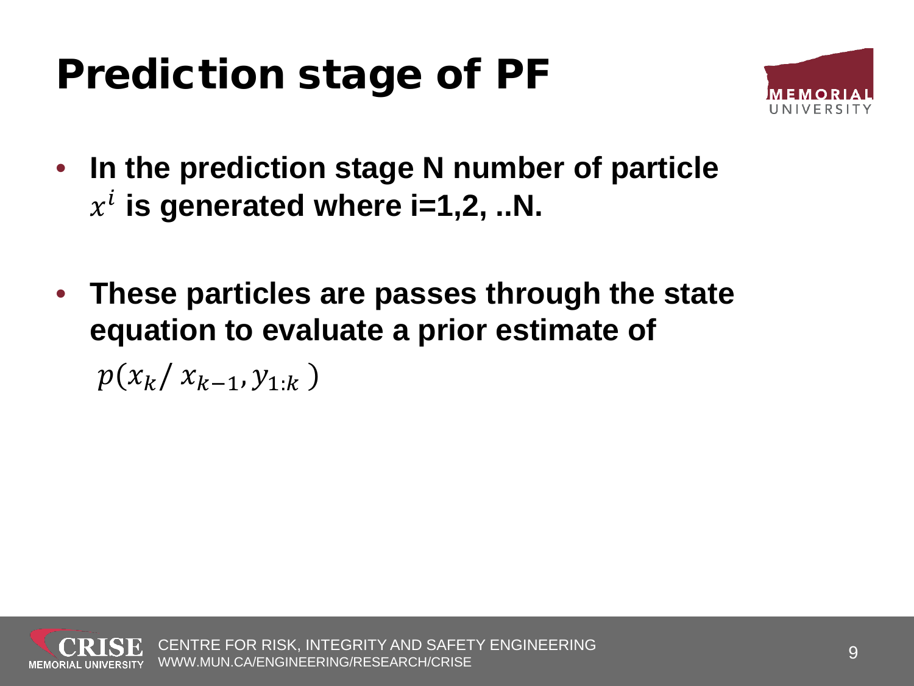# Prediction stage of PF

- **In the prediction stage N number of particle $x^i$ is generated where i=1,2, ..N.**
- **These particles are passes through the state equation to evaluate a prior estimate of** $p(x_k / x_{k-1}, y_{1:k})$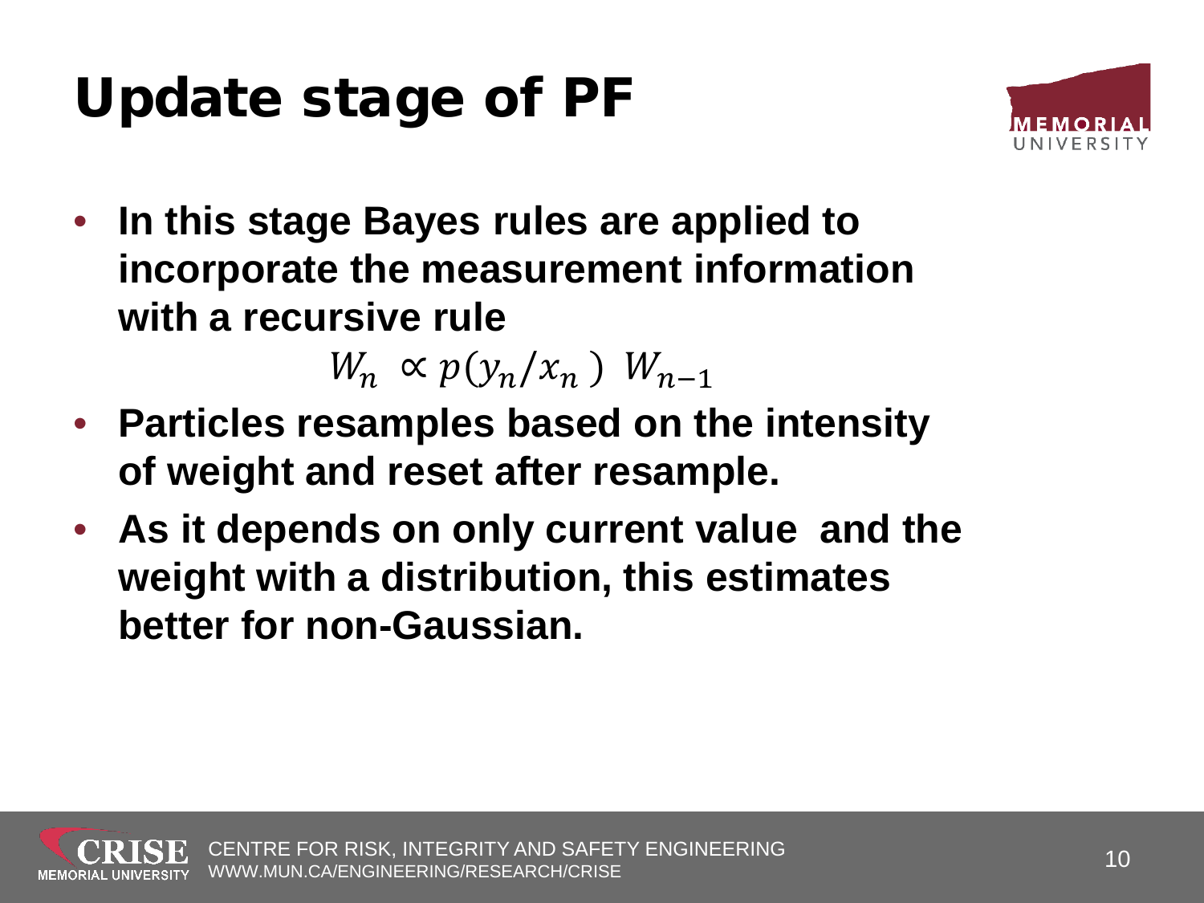# Update stage of PF

- **In this stage Bayes rules are applied to incorporate the measurement information with a recursive rule**

$$W_n \propto p(y_n/x_n)\ W_{n-1}$$

- **Particles resamples based on the intensity of weight and reset after resample.**
- **As it depends on only current value and the weight with a distribution, this estimates better for non-Gaussian.**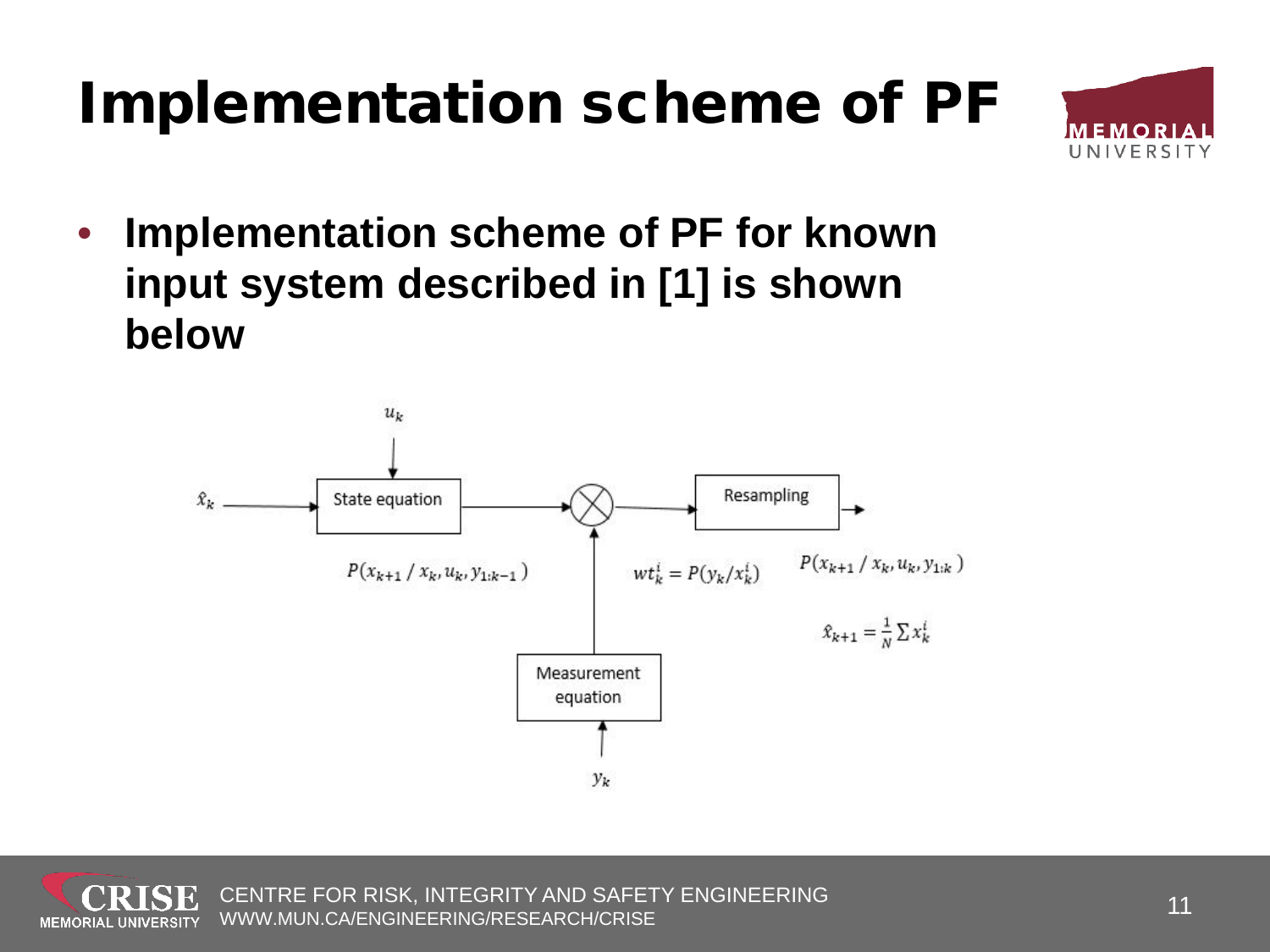# Implementation scheme of PF

- **Implementation scheme of PF for known input system described in [1] is shown below**

$u_k$

$\hat{x}_k$ → State equation → ⊗ → Resampling →

$P(x_{k+1} / x_k, u_k, y_{1:k-1})$

$wt_k^i = P(y_k / x_k^i)$

$P(x_{k+1} / x_k, u_k, y_{1:k})$

$\hat{x}_{k+1} = \frac{1}{N} \sum x_k^i$

Measurement equation

$y_k$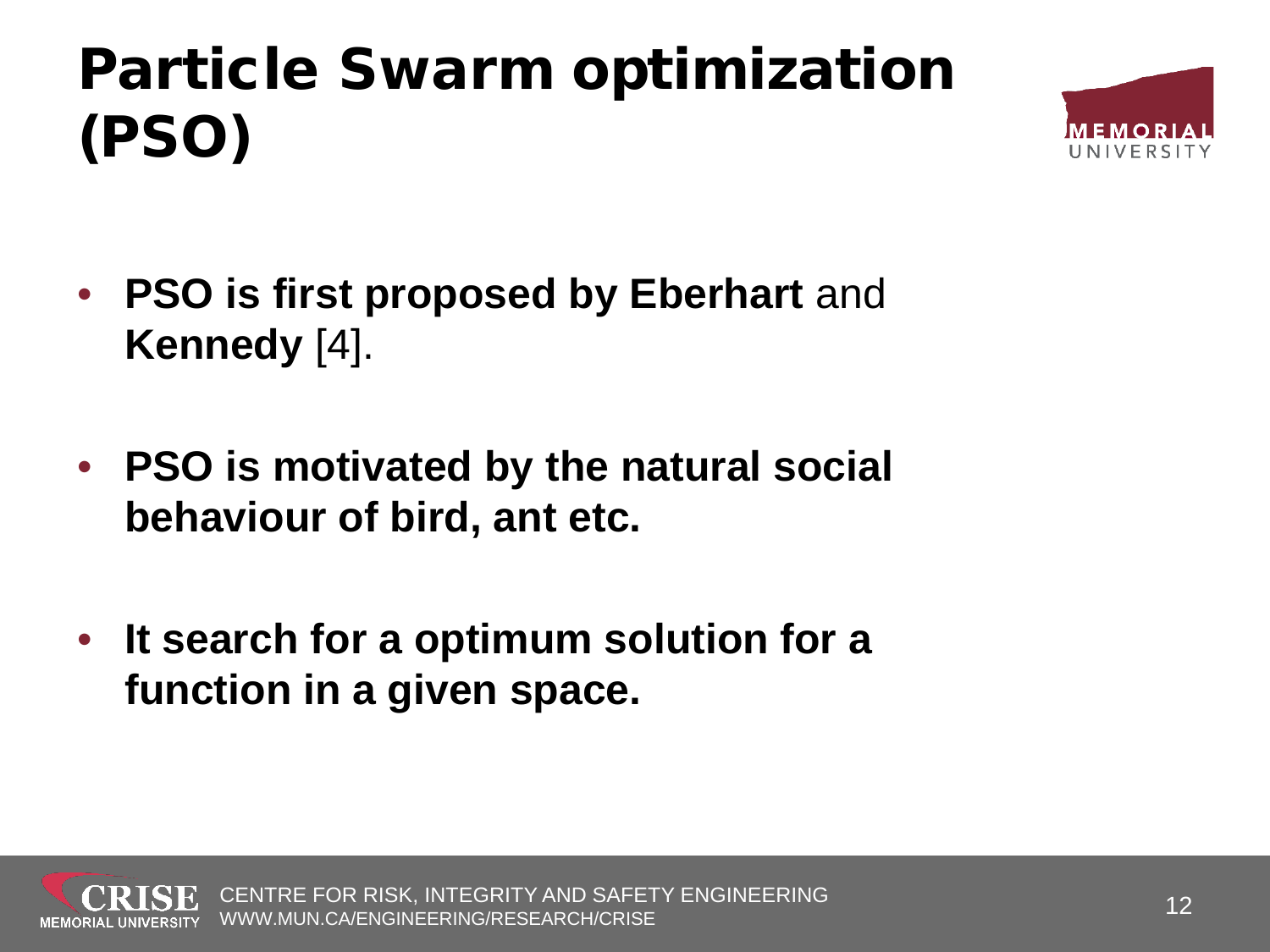# Particle Swarm optimization (PSO)

- **PSO is first proposed by Eberhart** and **Kennedy** [4].
- **PSO is motivated by the natural social behaviour of bird, ant etc.**
- **It search for a optimum solution for a function in a given space.**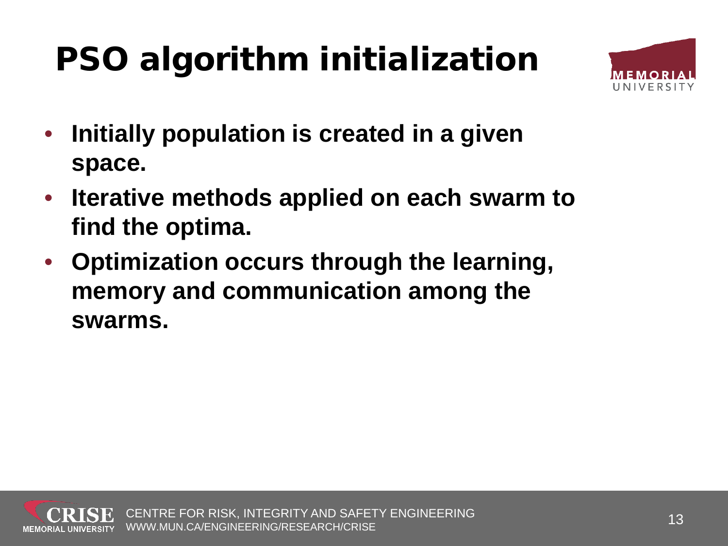# PSO algorithm initialization

- **Initially population is created in a given space.**
- **Iterative methods applied on each swarm to find the optima.**
- **Optimization occurs through the learning, memory and communication among the swarms.**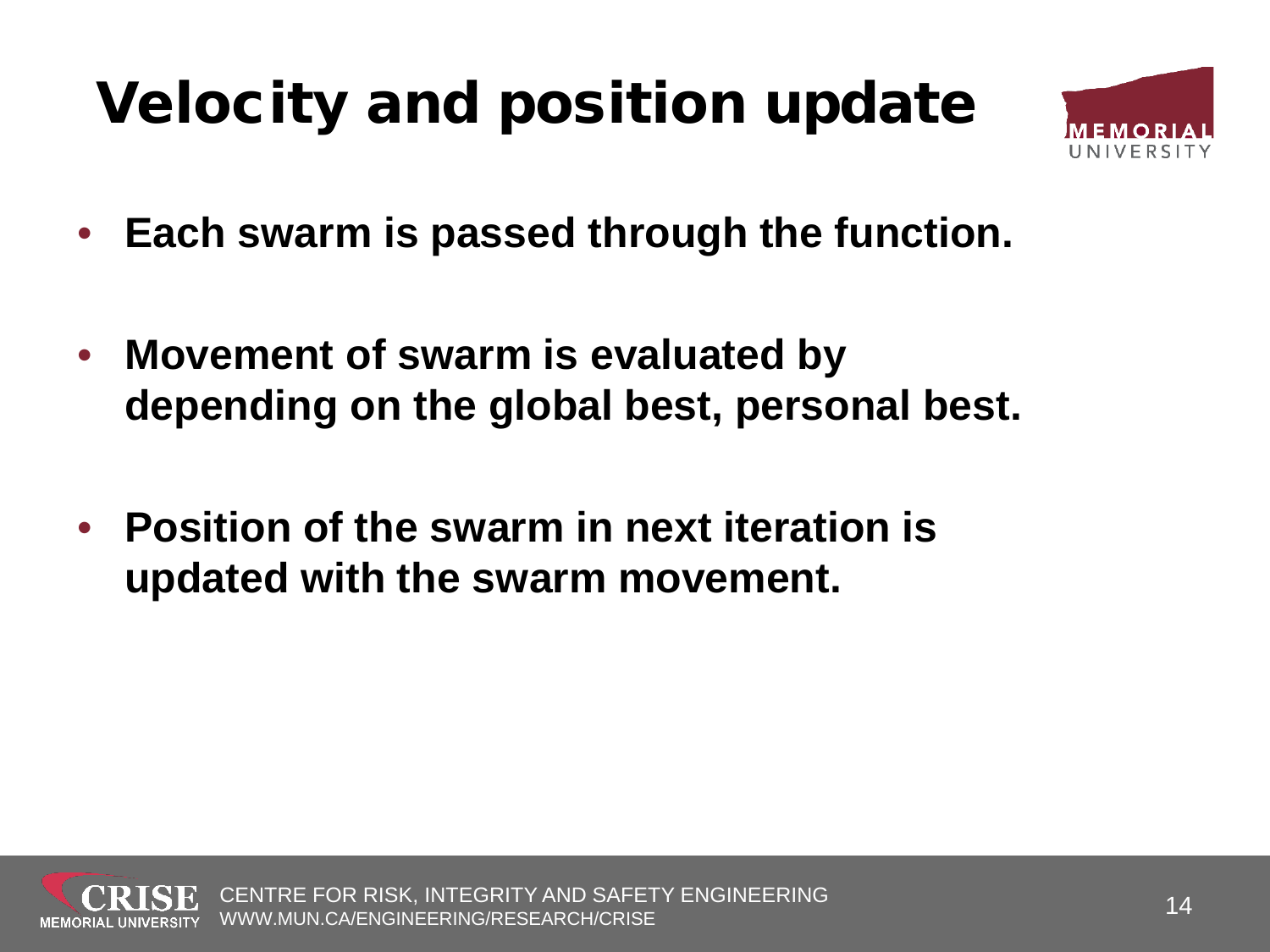# Velocity and position update

- **Each swarm is passed through the function.**
- **Movement of swarm is evaluated by depending on the global best, personal best.**
- **Position of the swarm in next iteration is updated with the swarm movement.**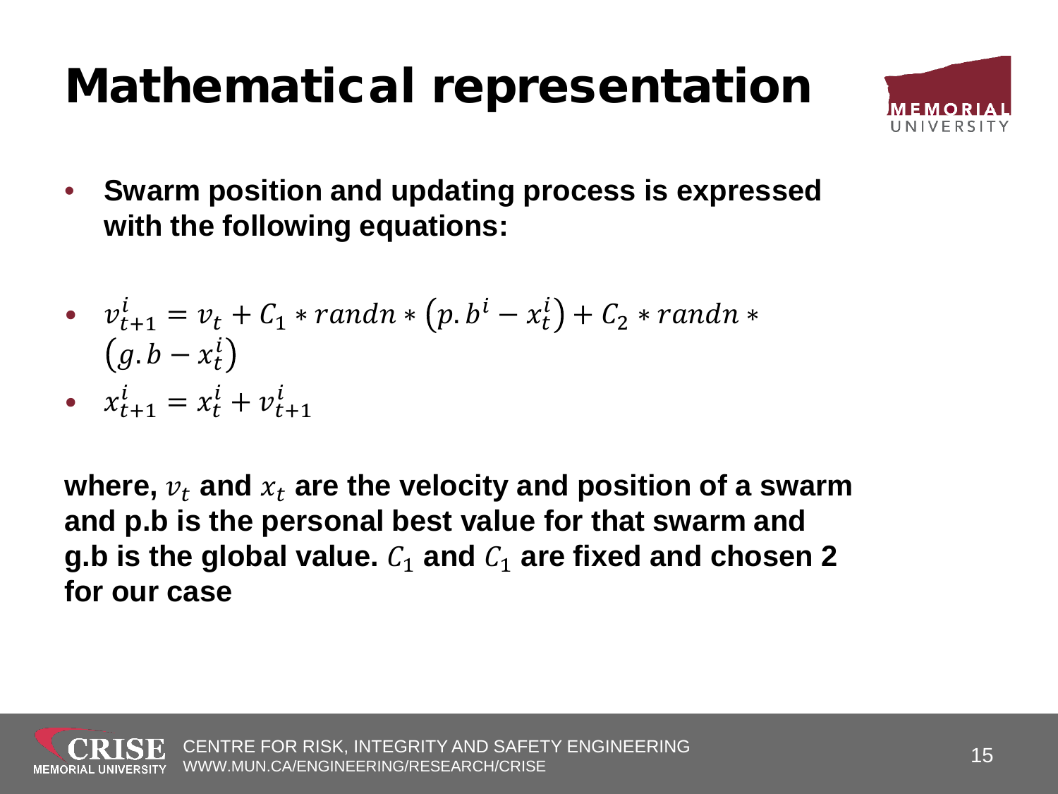# Mathematical representation

- **Swarm position and updating process is expressed with the following equations:**

- $v_{t+1}^{i} = v_t + C_1 * randn * \left(p.b^{i} - x_t^{i}\right) + C_2 * randn * \left(g.b - x_t^{i}\right)$
- $x_{t+1}^{i} = x_t^{i} + v_{t+1}^{i}$

**where, $v_t$ and $x_t$ are the velocity and position of a swarm and p.b is the personal best value for that swarm and g.b is the global value. $C_1$ and $C_1$ are fixed and chosen 2 for our case**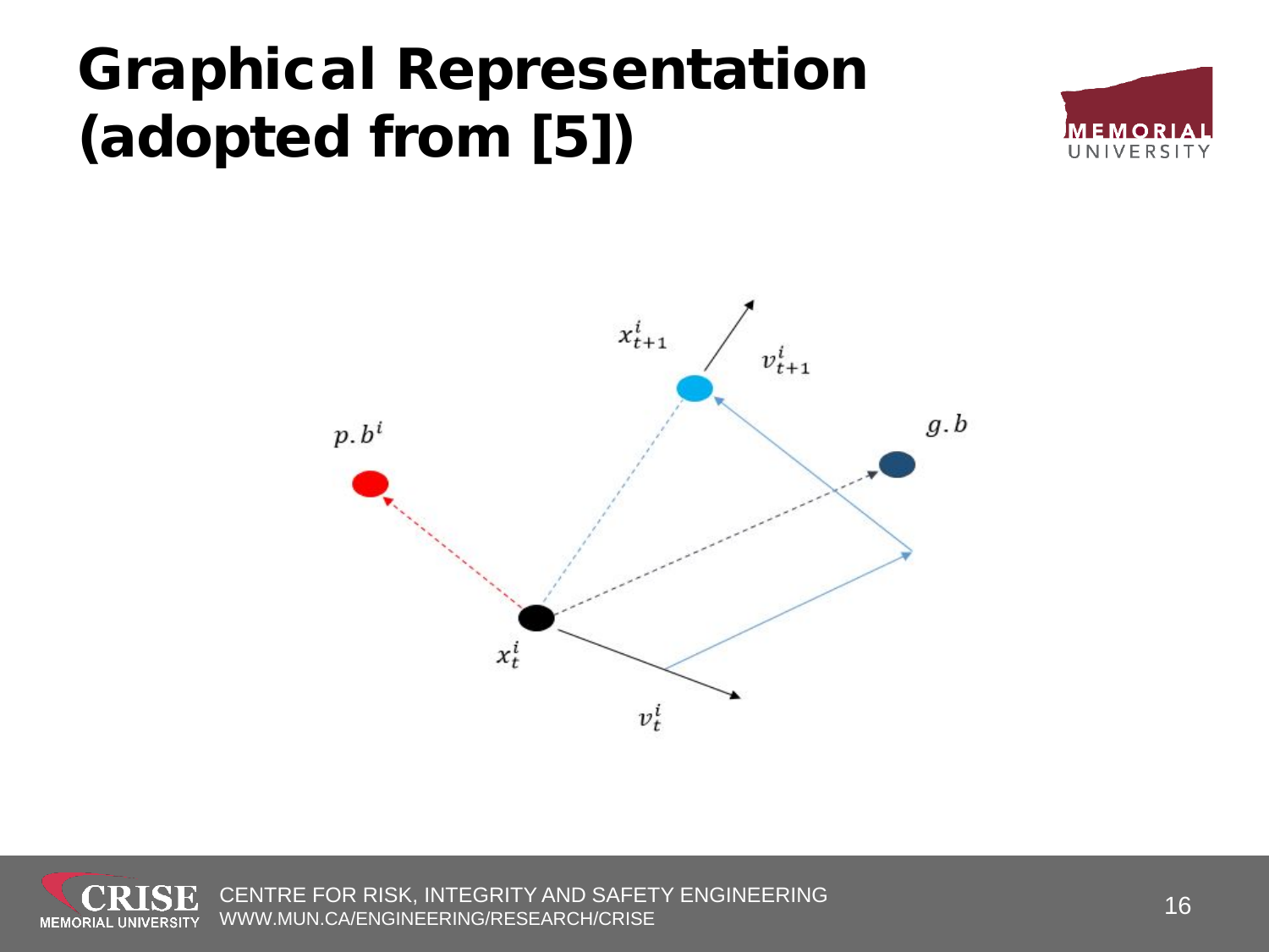# Graphical Representation (adopted from [5])

$x_{t+1}^{i}$

$v_{t+1}^{i}$

$p.b^{i}$

$g.b$

$x_{t}^{i}$

$v_{t}^{i}$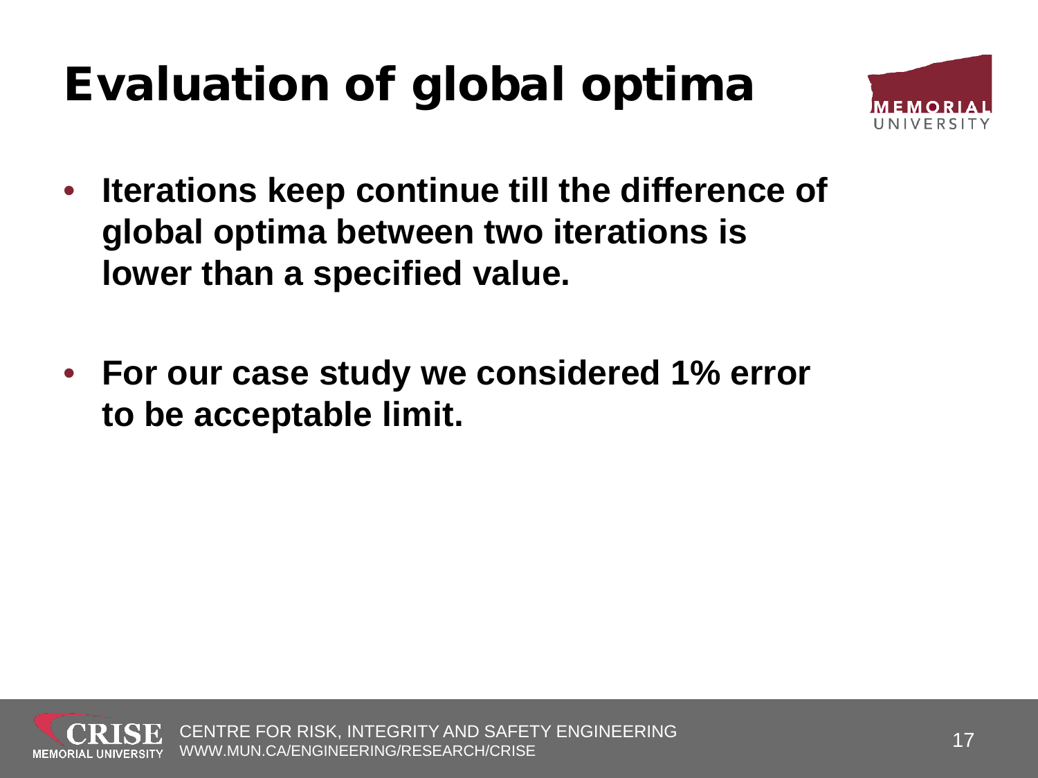# Evaluation of global optima

- **Iterations keep continue till the difference of global optima between two iterations is lower than a specified value.**

- **For our case study we considered 1% error to be acceptable limit.**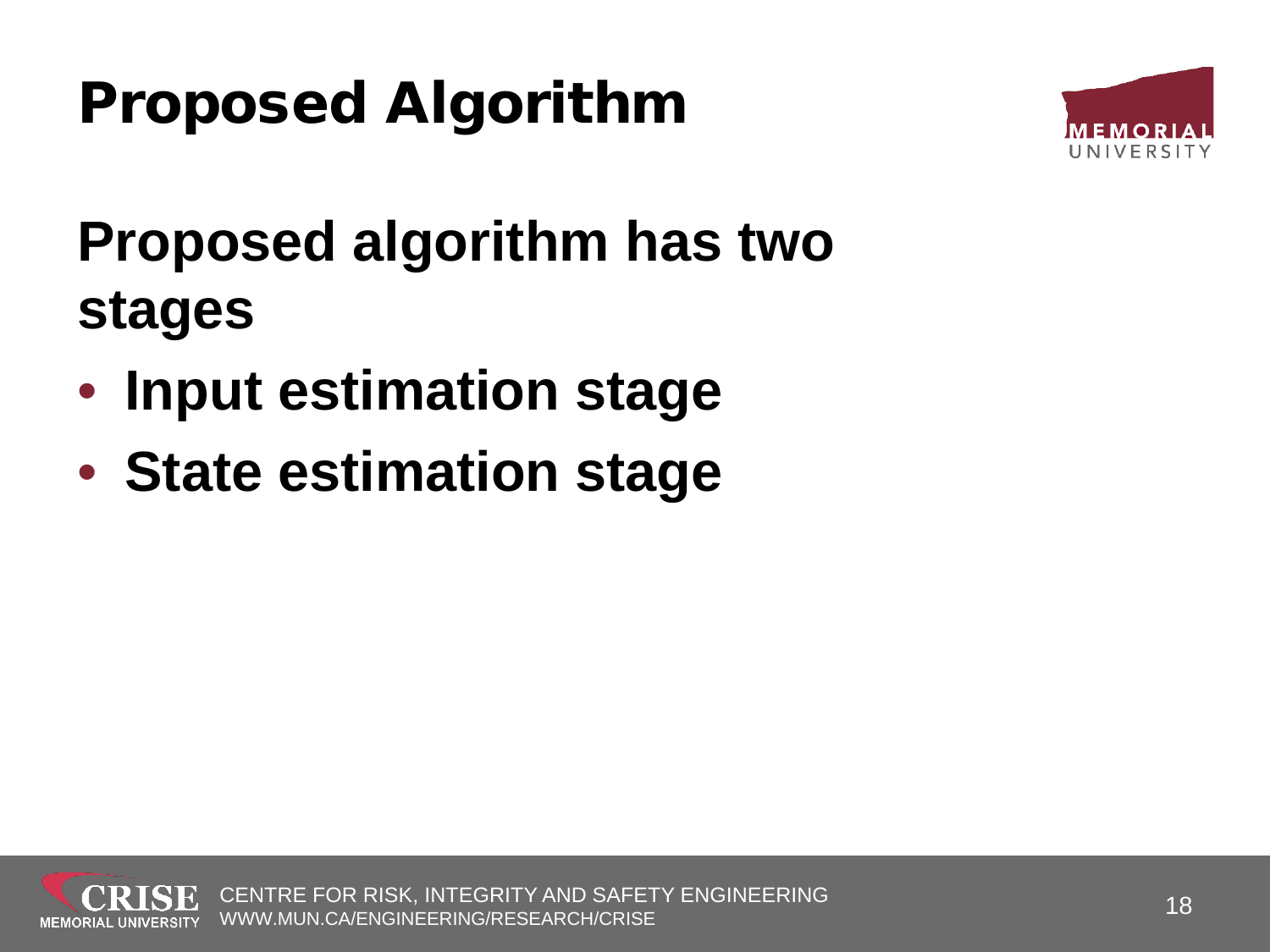# Proposed Algorithm

**Proposed algorithm has two stages**

- **Input estimation stage**
- **State estimation stage**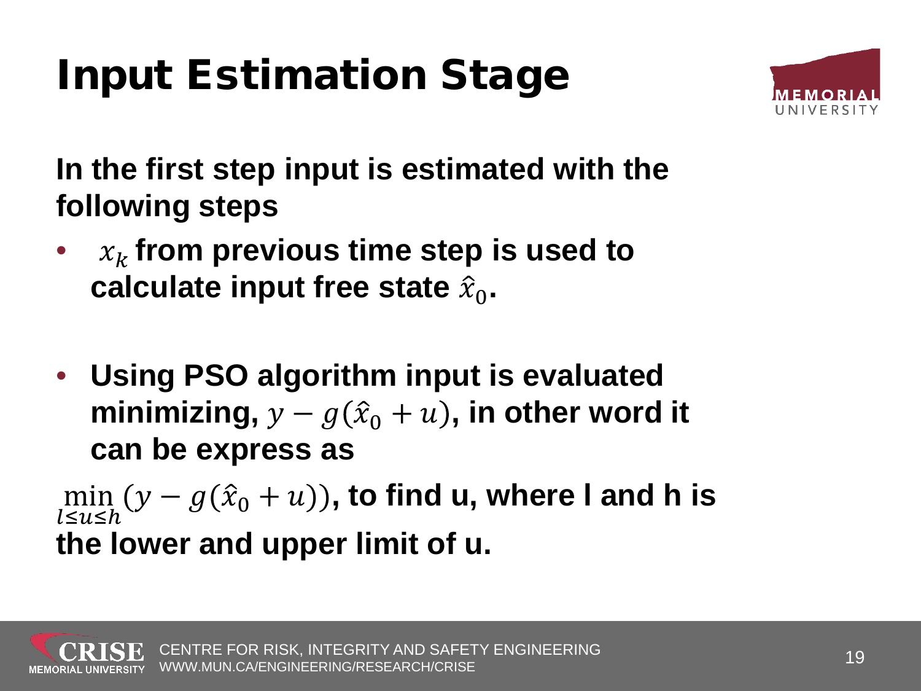# Input Estimation Stage

**In the first step input is estimated with the following steps**

- $x_k$ **from previous time step is used to calculate input free state** $\hat{x}_0$**.**

- **Using PSO algorithm input is evaluated minimizing,** $y - g(\hat{x}_0 + u)$**, in other word it can be express as**

$\min_{l \leq u \leq h} (y - g(\hat{x}_0 + u))$**, to find u, where l and h is the lower and upper limit of u.**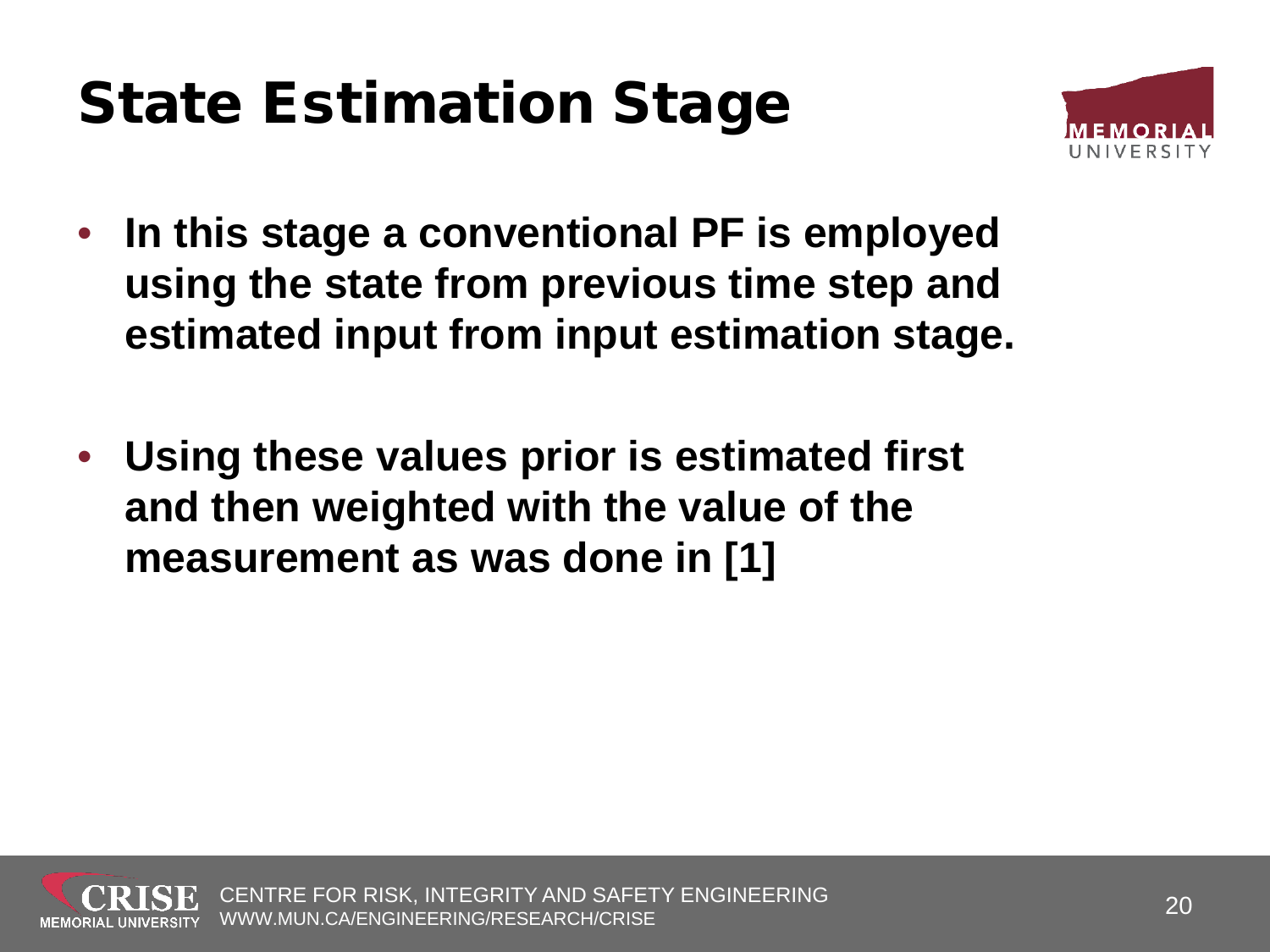# State Estimation Stage

- **In this stage a conventional PF is employed using the state from previous time step and estimated input from input estimation stage.**

- **Using these values prior is estimated first and then weighted with the value of the measurement as was done in [1]**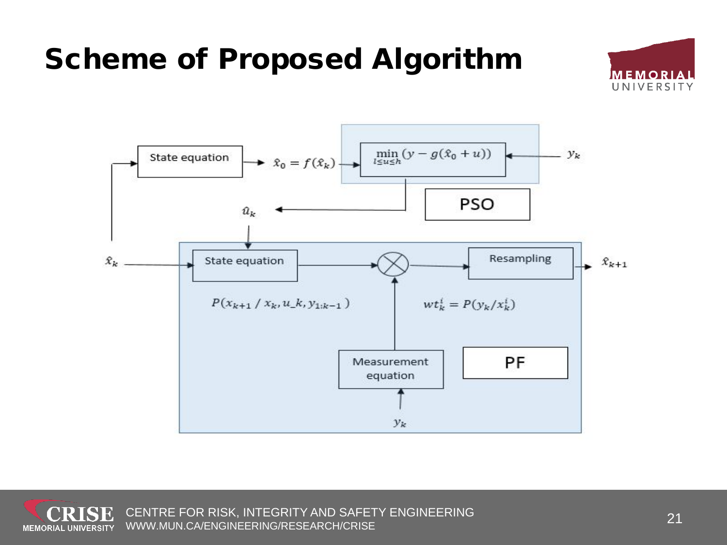# Scheme of Proposed Algorithm

State equation → $\hat{x}_0 = f(\hat{x}_k)$ → $\min_{l \le u \le h} (y - g(\hat{x}_0 + u))$ ← $y_k$

PSO

$\hat{u}_k$

$\hat{x}_k$ → State equation → $\otimes$ → Resampling → $\hat{x}_{k+1}$

$P(x_{k+1} / x_k, u\_k, y_{1:k-1})$

$wt_k^i = P(y_k / x_k^i)$

Measurement equation

$y_k$

PF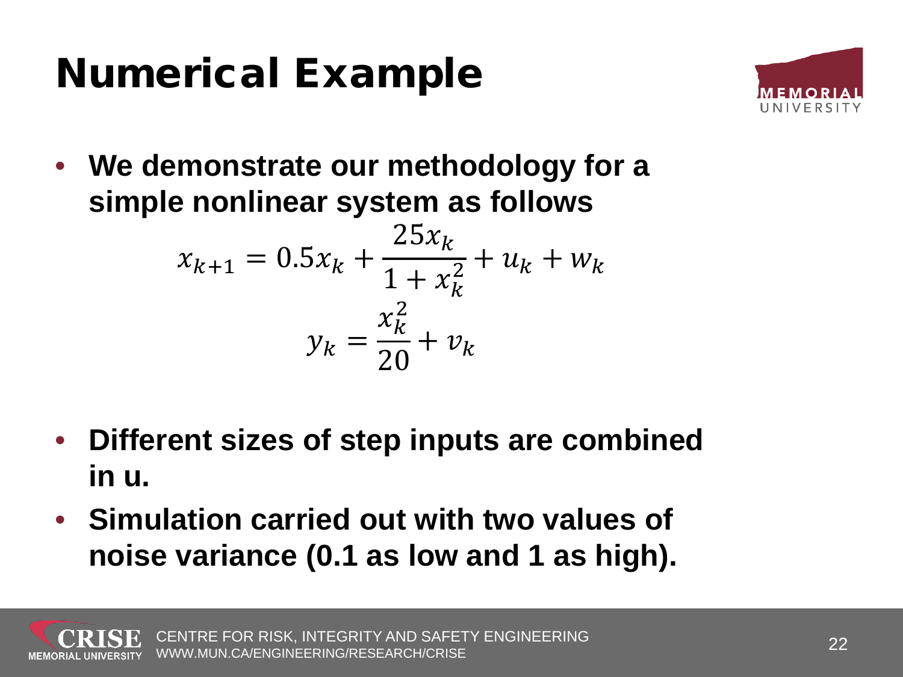# Numerical Example

- **We demonstrate our methodology for a simple nonlinear system as follows**

$$x_{k+1} = 0.5x_k + \frac{25x_k}{1 + x_k^2} + u_k + w_k$$

$$y_k = \frac{x_k^2}{20} + v_k$$

- **Different sizes of step inputs are combined in u.**
- **Simulation carried out with two values of noise variance (0.1 as low and 1 as high).**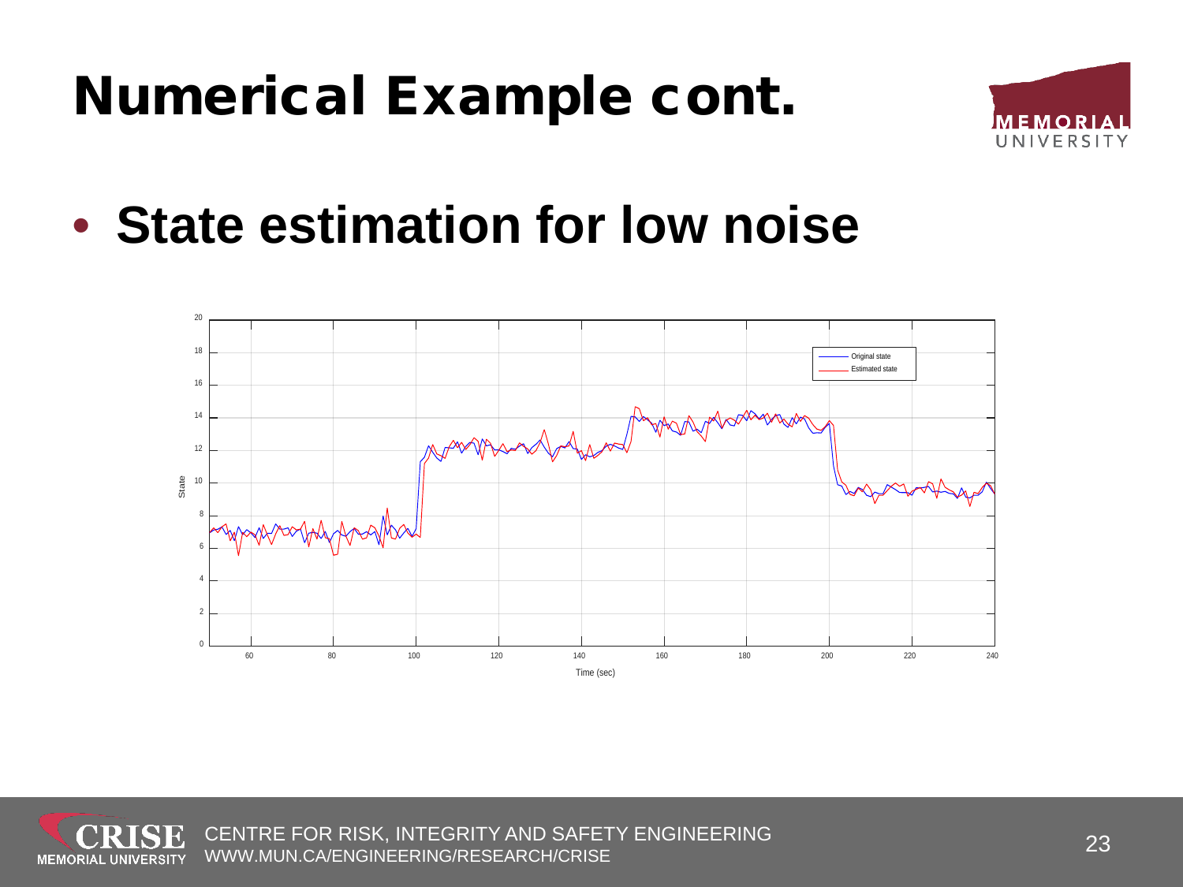# Numerical Example cont.

- **State estimation for low noise**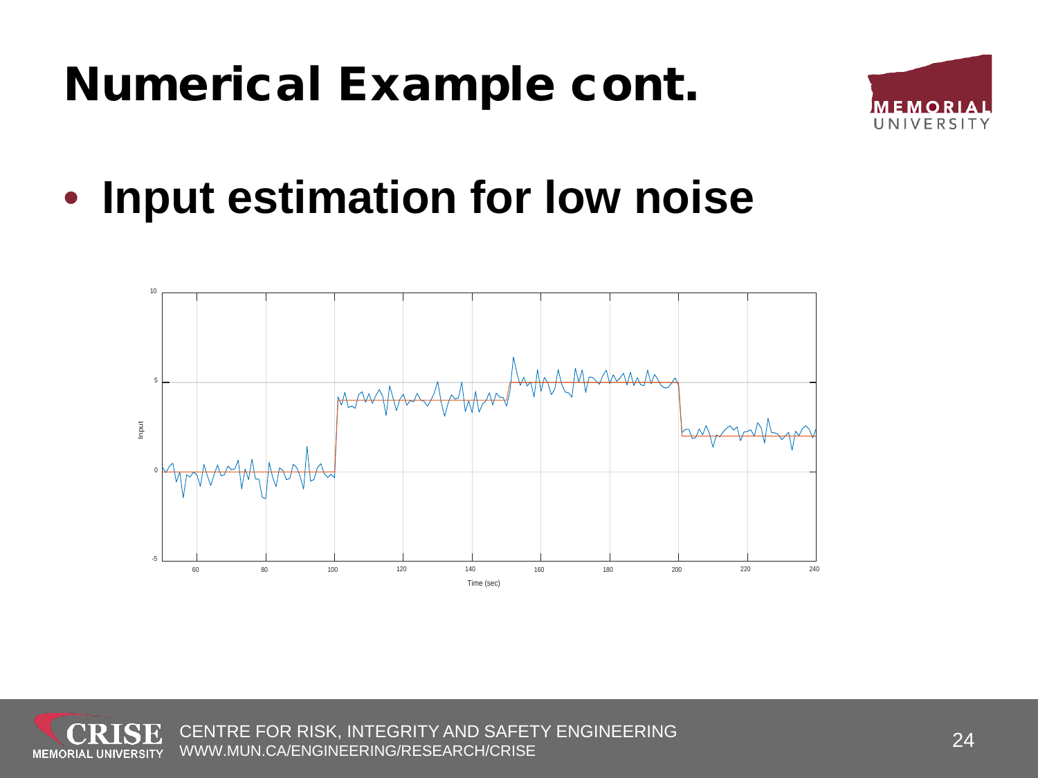# Numerical Example cont.

- **Input estimation for low noise**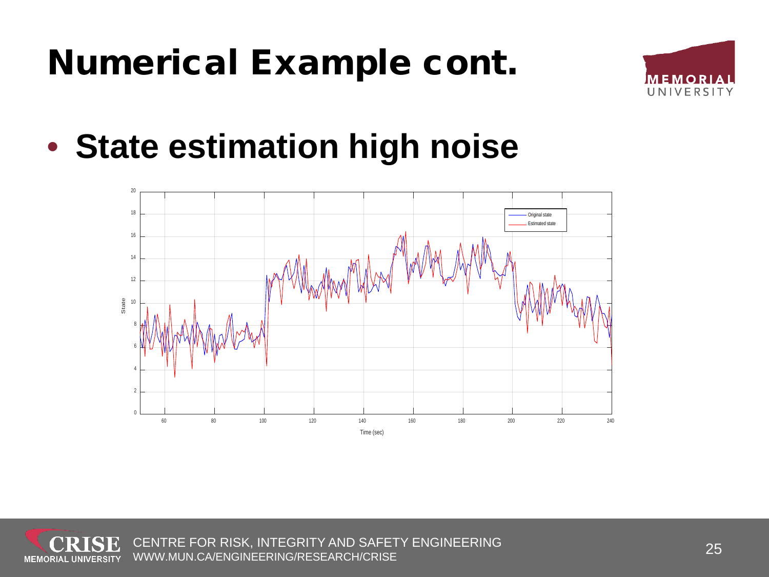# Numerical Example cont.

- **State estimation high noise**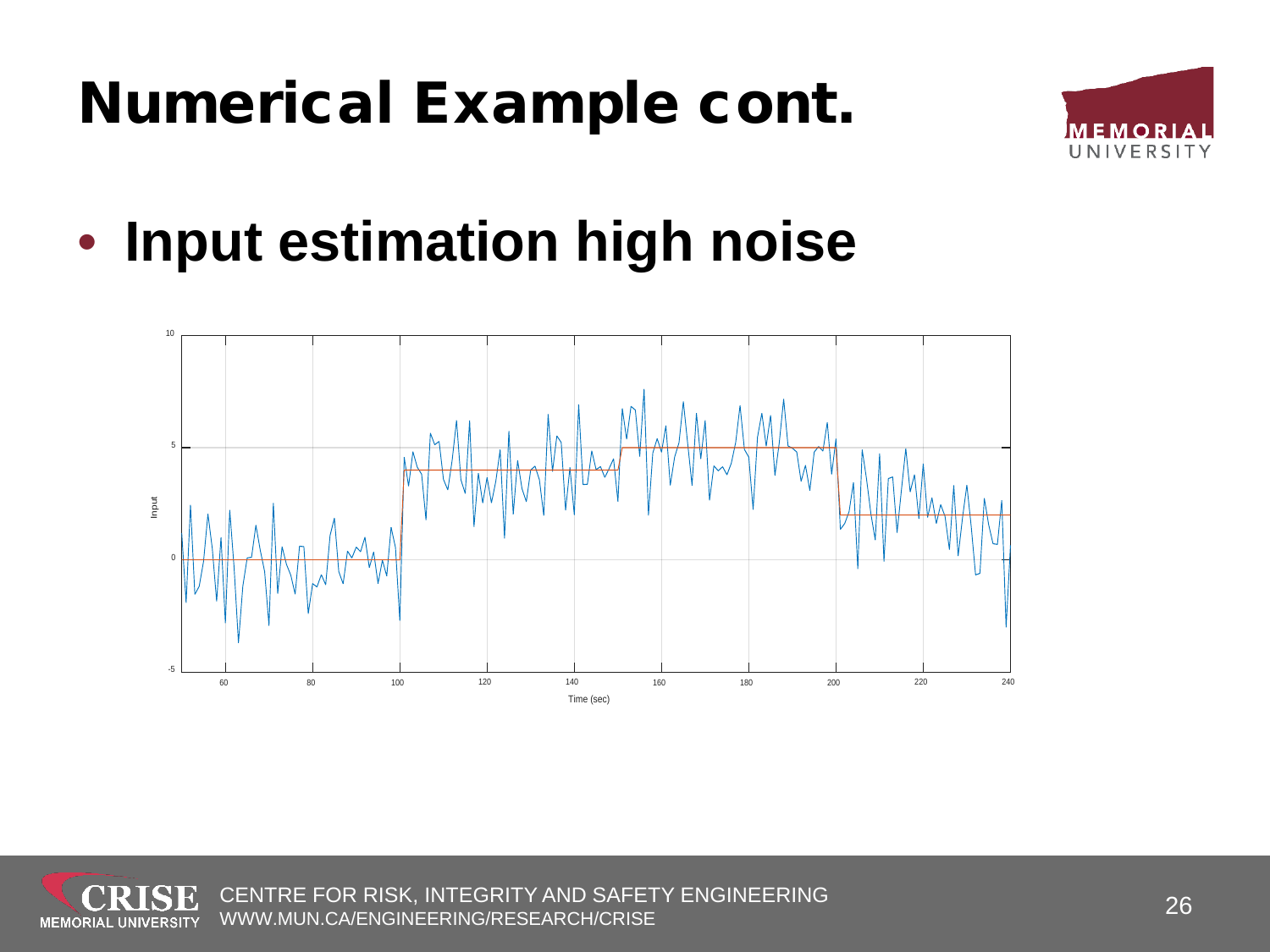# Numerical Example cont.

- **Input estimation high noise**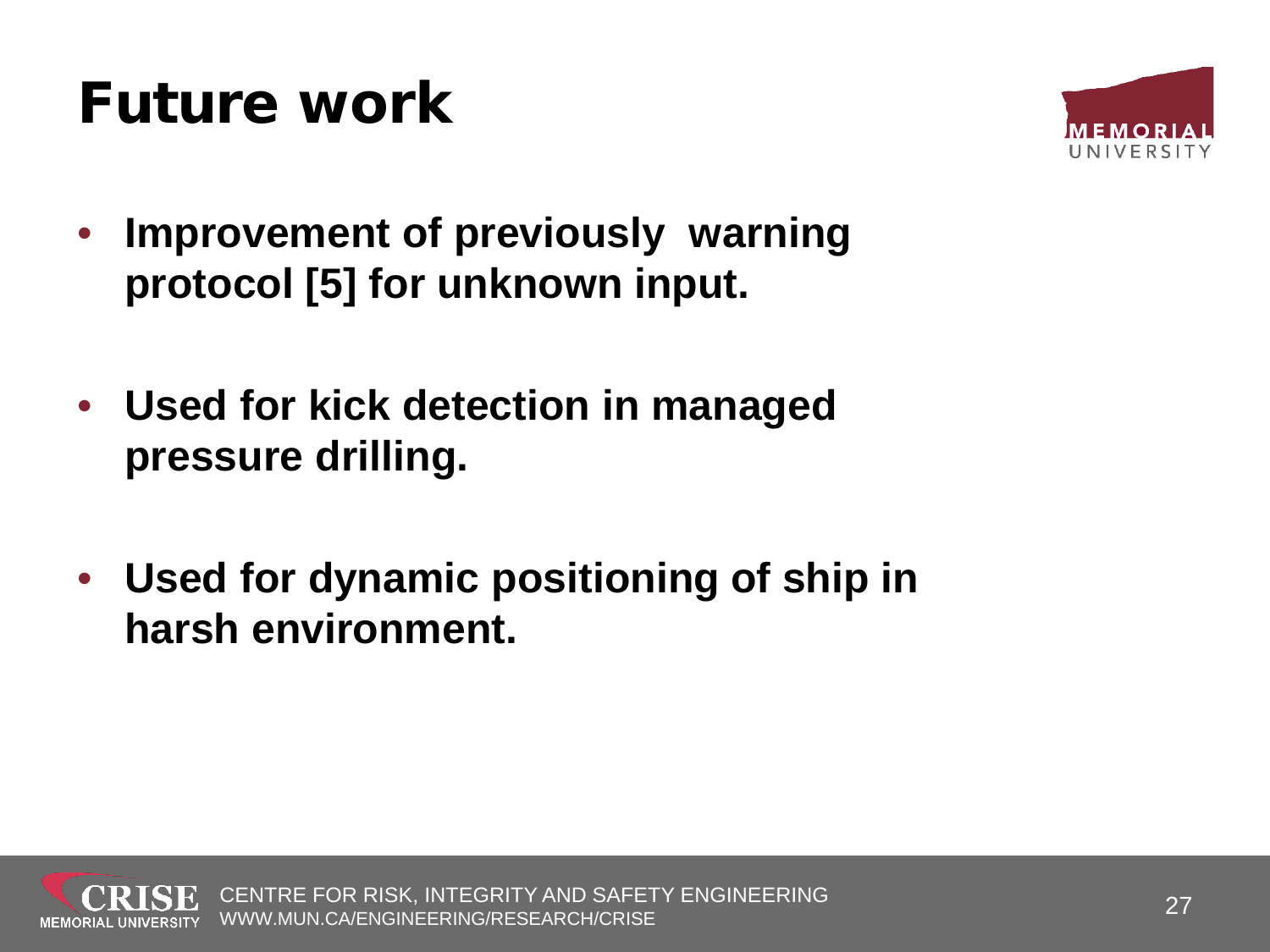# Future work

- **Improvement of previously  warning protocol [5] for unknown input.**

- **Used for kick detection in managed pressure drilling.**

- **Used for dynamic positioning of ship in harsh environment.**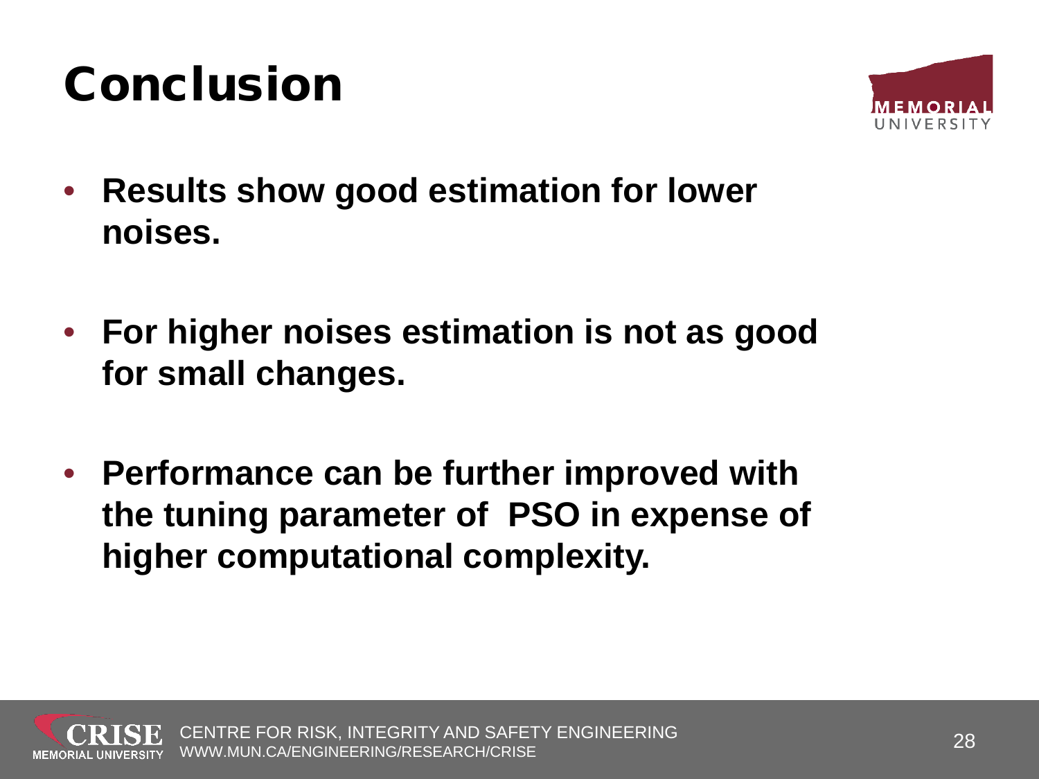# Conclusion

- **Results show good estimation for lower noises.**

- **For higher noises estimation is not as good for small changes.**

- **Performance can be further improved with the tuning parameter of  PSO in expense of higher computational complexity.**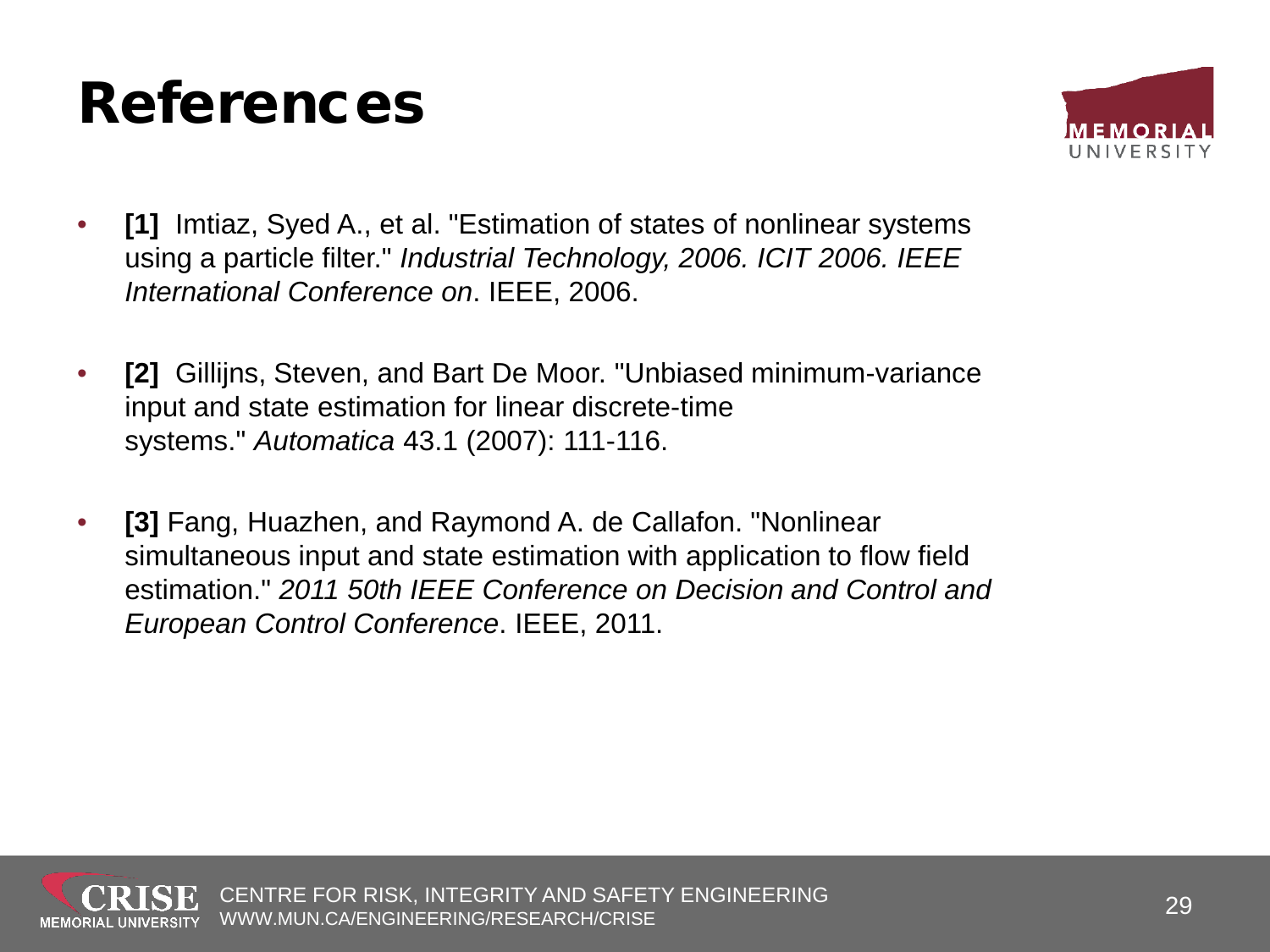# References

- **[1]** Imtiaz, Syed A., et al. "Estimation of states of nonlinear systems using a particle filter." *Industrial Technology, 2006. ICIT 2006. IEEE International Conference on*. IEEE, 2006.

- **[2]** Gillijns, Steven, and Bart De Moor. "Unbiased minimum-variance input and state estimation for linear discrete-time systems." *Automatica* 43.1 (2007): 111-116.

- **[3]** Fang, Huazhen, and Raymond A. de Callafon. "Nonlinear simultaneous input and state estimation with application to flow field estimation." *2011 50th IEEE Conference on Decision and Control and European Control Conference*. IEEE, 2011.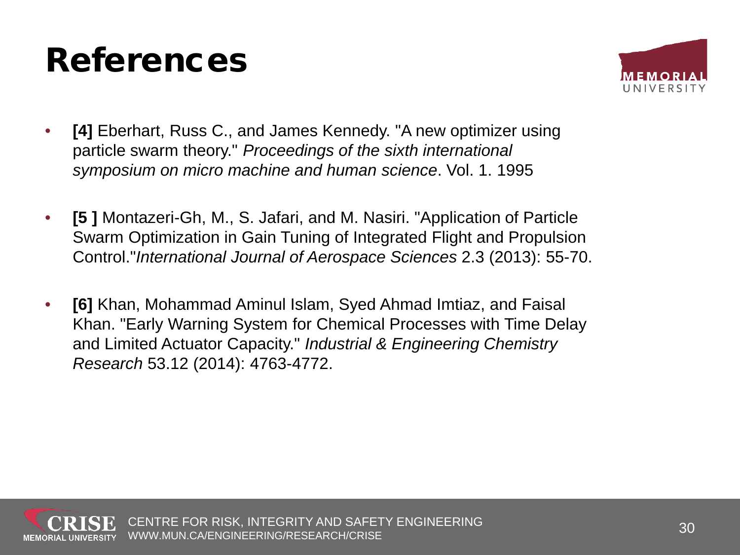# References

- **[4]** Eberhart, Russ C., and James Kennedy. "A new optimizer using particle swarm theory." *Proceedings of the sixth international symposium on micro machine and human science*. Vol. 1. 1995

- **[5 ]** Montazeri-Gh, M., S. Jafari, and M. Nasiri. "Application of Particle Swarm Optimization in Gain Tuning of Integrated Flight and Propulsion Control."*International Journal of Aerospace Sciences* 2.3 (2013): 55-70.

- **[6]** Khan, Mohammad Aminul Islam, Syed Ahmad Imtiaz, and Faisal Khan. "Early Warning System for Chemical Processes with Time Delay and Limited Actuator Capacity." *Industrial & Engineering Chemistry Research* 53.12 (2014): 4763-4772.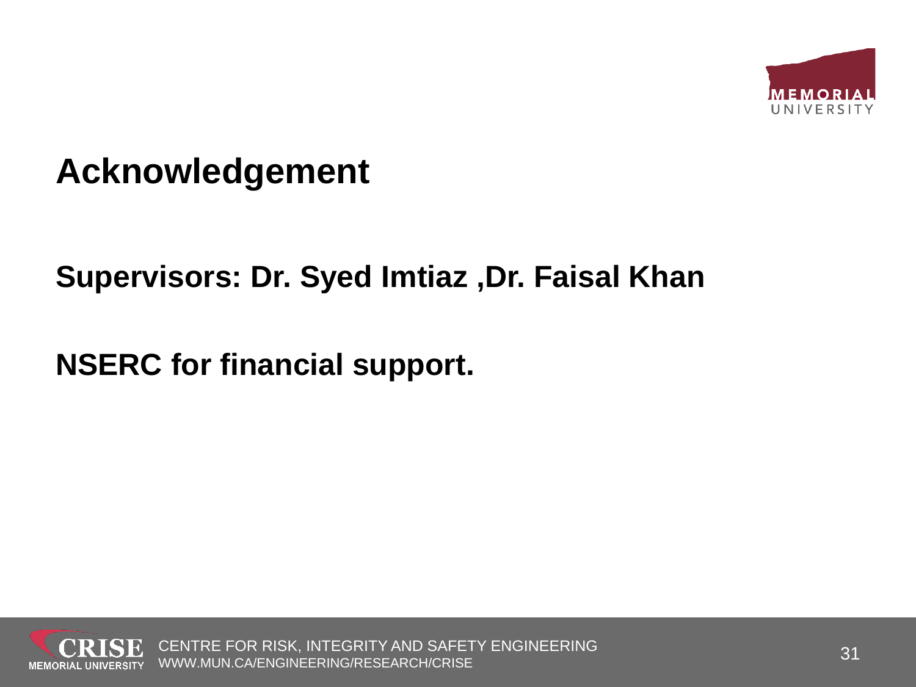# Acknowledgement

**Supervisors: Dr. Syed Imtiaz ,Dr. Faisal Khan**

**NSERC for financial support.**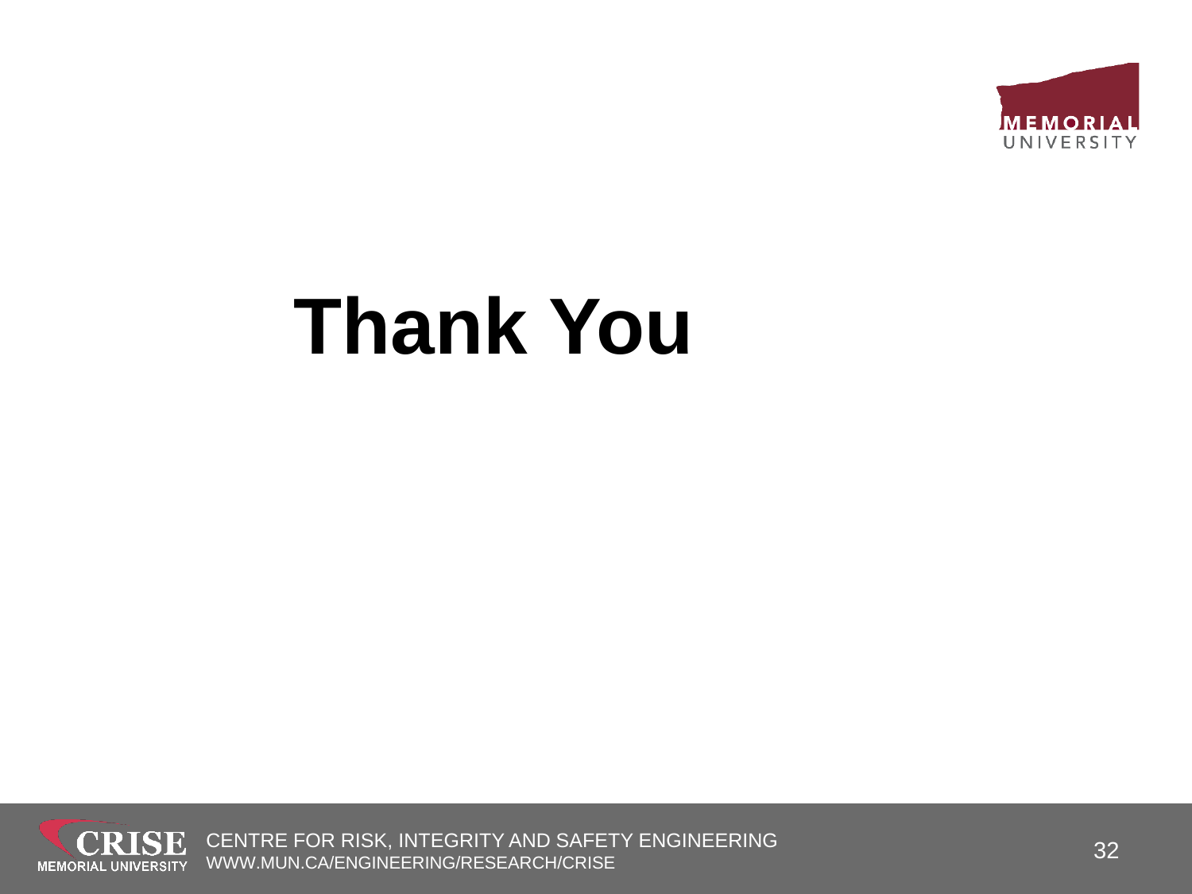# Thank You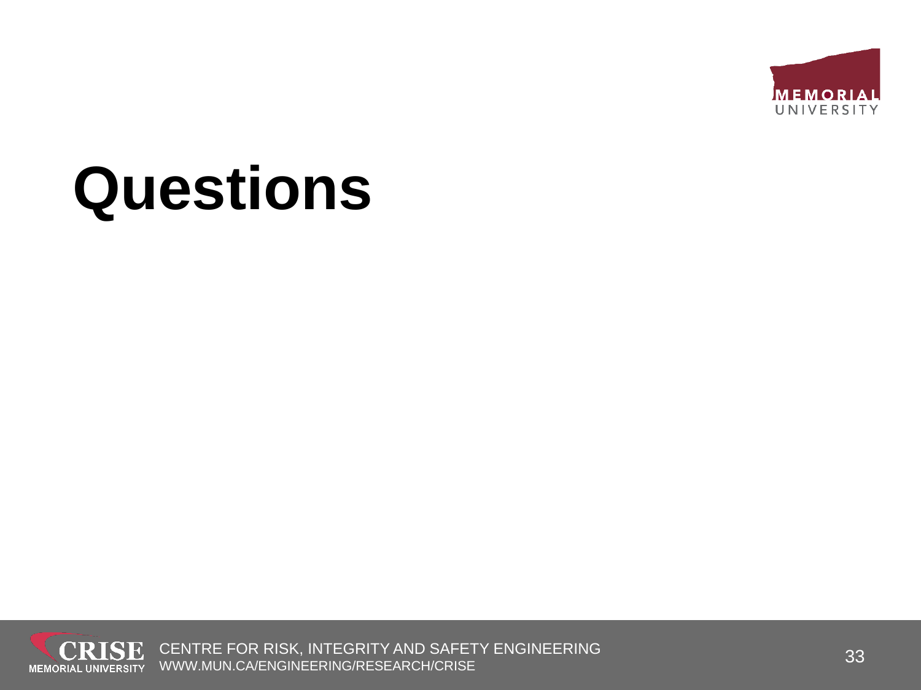# Questions